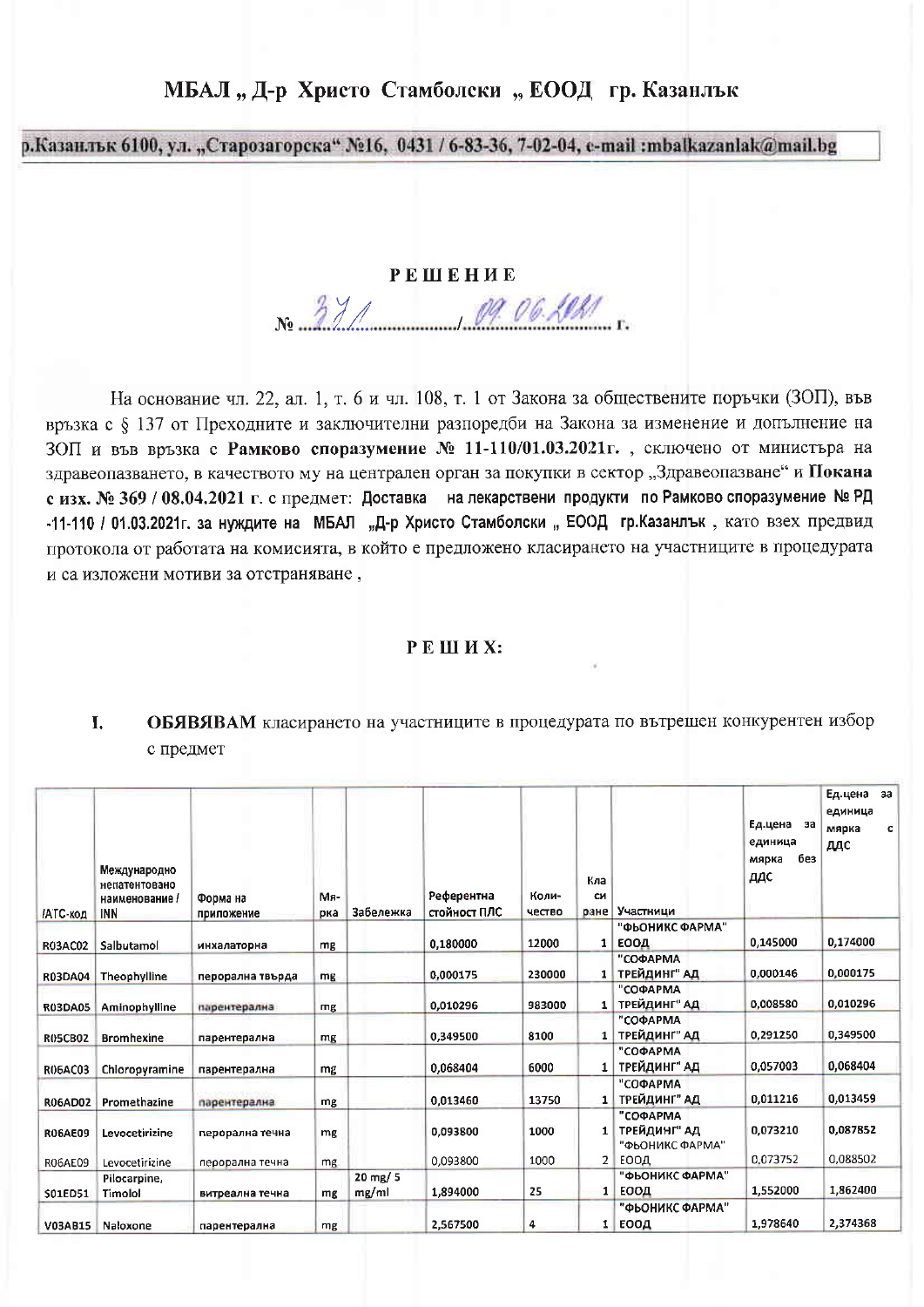# МБАЛ „ Д-р Христо Стамболски „ ЕООД гр. Казанлък

р.Казанлък 6100, ул. „Старозагорска" №16, 0431 / 6-83-36, 7-02-04, e-mail :mbalkazanlak@mail.bg

## РЕШЕНИЕ

№ 371 / 09.06.2021 г.

На основание чл. 22, ал. 1, т. 6 и чл. 108, т. 1 от Закона за обществените поръчки (ЗОП), във връзка с § 137 от Преходните и заключителни разпоредби на Закона за изменение и допълнение на ЗОП и във връзка с **Рамково споразумение № 11-110/01.03.2021г.** , сключено от министъра на здравеопазването, в качеството му на централен орган за покупки в сектор „Здравеопазване" и **Покана с изх. № 369 / 08.04.2021 г.** с предмет: Доставка на лекарствени продукти по Рамково споразумение № РД -11-110 / 01.03.2021г. за нуждите на МБАЛ „Д-р Христо Стамболски „ ЕООД гр.Казанлък , като взех предвид протокола от работата на комисията, в който е предложено класирането на участниците в процедурата и са изложени мотиви за отстраняване ,

## РЕШИХ:

I. **ОБЯВЯВАМ** класирането на участниците в процедурата по вътрешен конкурентен избор с предмет

| АТС-код | Международно непатентовано наименование / INN | Форма на приложение | Мярка | Забележка | Референтна стойност ПЛС | Количество | Класиране | Участници | Ед.цена за единица мярка без ДДС | Ед.цена за единица мярка с ДДС |
|---|---|---|---|---|---|---|---|---|---|---|
| R03AC02 | Salbutamol | инхалаторна | mg | | 0,180000 | 12000 | 1 | "ФЬОНИКС ФАРМА" ЕООД | 0,145000 | 0,174000 |
| R03DA04 | Theophylline | перорална твърда | mg | | 0,000175 | 230000 | 1 | "СОФАРМА ТРЕЙДИНГ" АД | 0,000146 | 0,000175 |
| R03DA05 | Aminophylline | парентерална | mg | | 0,010296 | 983000 | 1 | "СОФАРМА ТРЕЙДИНГ" АД | 0,008580 | 0,010296 |
| R05CB02 | Bromhexine | парентерална | mg | | 0,349500 | 8100 | 1 | "СОФАРМА ТРЕЙДИНГ" АД | 0,291250 | 0,349500 |
| R06AC03 | Chloropyramine | парентерална | mg | | 0,068404 | 6000 | 1 | "СОФАРМА ТРЕЙДИНГ" АД | 0,057003 | 0,068404 |
| R06AD02 | Promethazine | парентерална | mg | | 0,013460 | 13750 | 1 | "СОФАРМА ТРЕЙДИНГ" АД | 0,011216 | 0,013459 |
| R06AE09 | Levocetirizine | перорална течна | mg | | 0,093800 | 1000 | 1 | "СОФАРМА ТРЕЙДИНГ" АД | 0,073210 | 0,087852 |
| R06AE09 | Levocetirizine | перорална течна | mg | | 0,093800 | 1000 | 2 | "ФЬОНИКС ФАРМА" ЕООД | 0,073752 | 0,088502 |
| S01ED51 | Pilocarpine, Timolol | витреална течна | mg | 20 mg/ 5 mg/ml | 1,894000 | 25 | 1 | "ФЬОНИКС ФАРМА" ЕООД | 1,552000 | 1,862400 |
| V03AB15 | Naloxone | парентерална | mg | | 2,567500 | 4 | 1 | "ФЬОНИКС ФАРМА" ЕООД | 1,978640 | 2,374368 |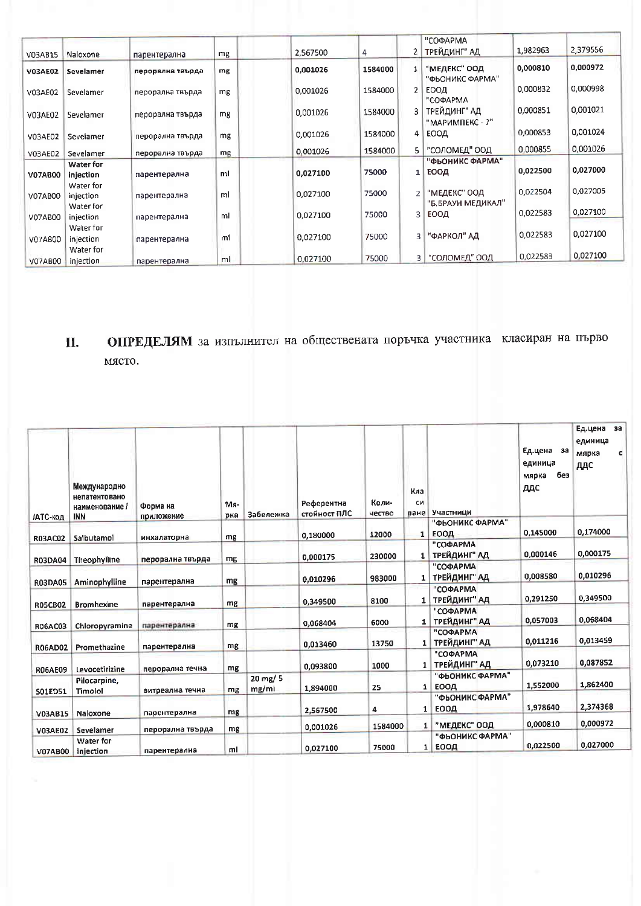| | | | | | | | | | | |
|---|---|---|---|---|---|---|---|---|---|---|
| V03AB15 | Naloxone | парентерална | mg | | 2,567500 | 4 | 2 | "СОФАРМА ТРЕЙДИНГ" АД | 1,982963 | 2,379556 |
| **V03AE02** | **Sevelamer** | перорална твърда | mg | | **0,001026** | 1584000 | 1 | "МЕДЕКС" ООД | 0,000810 | 0,000972 |
| V03AE02 | Sevelamer | перорална твърда | mg | | 0,001026 | 1584000 | 2 | "ФЬОНИКС ФАРМА" ЕООД | 0,000832 | 0,000998 |
| V03AE02 | Sevelamer | перорална твърда | mg | | 0,001026 | 1584000 | 3 | "СОФАРМА ТРЕЙДИНГ" АД | 0,000851 | 0,001021 |
| V03AE02 | Sevelamer | перорална твърда | mg | | 0,001026 | 1584000 | 4 | "МАРИМПЕКС - 7" ЕООД | 0,000853 | 0,001024 |
| V03AE02 | Sevelamer | перорална твърда | mg | | 0,001026 | 1584000 | 5 | "СОЛОМЕД" ООД | 0,000855 | 0,001026 |
| **V07AB00** | **Water for injection** | парентерална | ml | | **0,027100** | 75000 | 1 | "ФЬОНИКС ФАРМА" ЕООД | **0,022500** | 0,027000 |
| V07AB00 | Water for injection | парентерална | ml | | 0,027100 | 75000 | 2 | "МЕДЕКС" ООД | 0,022504 | 0,027005 |
| V07AB00 | Water for injection | парентерална | ml | | 0,027100 | 75000 | 3 | "Б.БРАУН МЕДИКАЛ" ЕООД | 0,022583 | 0,027100 |
| V07AB00 | Water for injection | парентерална | ml | | 0,027100 | 75000 | 3 | "ФАРКОЛ" АД | 0,022583 | 0,027100 |
| V07AB00 | Water for injection | парентерална | ml | | 0,027100 | 75000 | 3 | "СОЛОМЕД" ООД | 0,022583 | 0,027100 |

**II. ОПРЕДЕЛЯМ** за изпълнител на обществената поръчка участника класиран на първо място.

| /АТС-код | Международно непатентовано наименование / INN | Форма на приложение | Мярка | Забележка | Референтна стойност ПЛС | Количество | Класиране | Участници | Ед.цена за единица мярка без ДДС | Ед.цена за единица мярка с ДДС |
|---|---|---|---|---|---|---|---|---|---|---|
| **R03AC02** | Salbutamol | инхалаторна | mg | | 0,180000 | 12000 | 1 | "ФЬОНИКС ФАРМА" ЕООД | 0,145000 | 0,174000 |
| **R03DA04** | Theophylline | перорална твърда | mg | | 0,000175 | 230000 | 1 | "СОФАРМА ТРЕЙДИНГ" АД | 0,000146 | 0,000175 |
| **R03DA05** | Aminophylline | парентерална | mg | | 0,010296 | 983000 | 1 | "СОФАРМА ТРЕЙДИНГ" АД | 0,008580 | 0,010296 |
| **R05CB02** | Bromhexine | парентерална | mg | | 0,349500 | 8100 | 1 | "СОФАРМА ТРЕЙДИНГ" АД | 0,291250 | 0,349500 |
| **R06AC03** | Chloropyramine | парентерална | mg | | 0,068404 | 6000 | 1 | "СОФАРМА ТРЕЙДИНГ" АД | 0,057003 | 0,068404 |
| **R06AD02** | Promethazine | парентерална | mg | | 0,013460 | 13750 | 1 | "СОФАРМА ТРЕЙДИНГ" АД | 0,011216 | 0,013459 |
| **R06AE09** | Levocetirizine | перорална течна | mg | | 0,093800 | 1000 | 1 | "СОФАРМА ТРЕЙДИНГ" АД | 0,073210 | 0,087852 |
| **S01ED51** | Pilocarpine, Timolol | витреална течна | mg | 20 mg/ 5 mg/ml | 1,894000 | 25 | 1 | "ФЬОНИКС ФАРМА" ЕООД | 1,552000 | 1,862400 |
| **V03AB15** | Naloxone | парентерална | mg | | 2,567500 | 4 | 1 | "ФЬОНИКС ФАРМА" ЕООД | 1,978640 | 2,374368 |
| **V03AE02** | Sevelamer | перорална твърда | mg | | 0,001026 | 1584000 | 1 | "МЕДЕКС" ООД | 0,000810 | 0,000972 |
| **V07AB00** | Water for injection | парентерална | ml | | 0,027100 | 75000 | 1 | "ФЬОНИКС ФАРМА" ЕООД | 0,022500 | 0,027000 |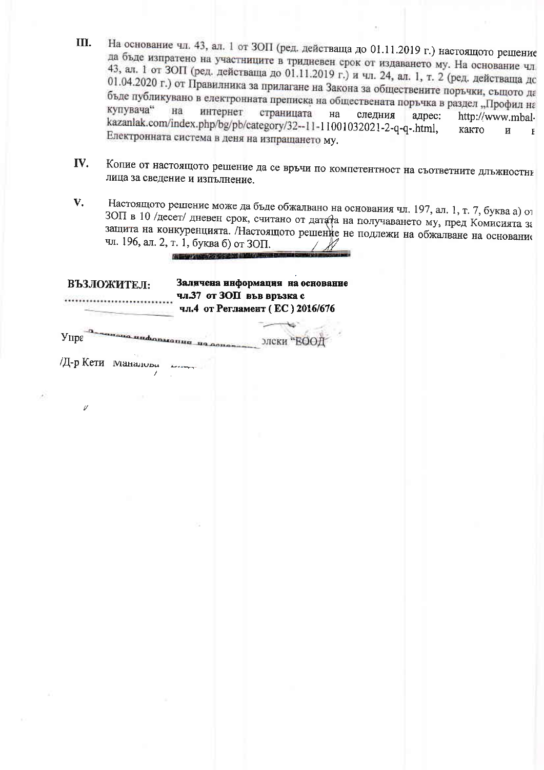**III.** На основание чл. 43, ал. 1 от ЗОП (ред. действаща до 01.11.2019 г.) настоящото решение да бъде изпратено на участниците в тридневен срок от издаването му. На основание чл. 43, ал. 1 от ЗОП (ред. действаща до 01.11.2019 г.) и чл. 24, ал. 1, т. 2 (ред. действаща до 01.04.2020 г.) от Правилника за прилагане на Закона за обществените поръчки, същото да бъде публикувано в електронната преписка на обществената поръчка в раздел „Профил на купувача" на интернет страницата на следния адрес: http://www.mbal-kazanlak.com/index.php/bg/pb/category/32--11-11001032021-2-q-q-.html, както и в Електронната система в деня на изпращането му.

**IV.** Копие от настоящото решение да се връчи по компетентност на съответните длъжностни лица за сведение и изпълнение.

**V.** Настоящото решение може да бъде обжалвано на основания чл. 197, ал. 1, т. 7, буква а) от ЗОП в 10 /десет/ дневен срок, считано от датата на получаването му, пред Комисията за защита на конкуренцията. /Настоящото решение не подлежи на обжалване на основание чл. 196, ал. 2, т. 1, буква б) от ЗОП.

**ВЪЗЛОЖИТЕЛ:** **Заличена информация на основание чл.37 от ЗОП във връзка с чл.4 от Регламент ( ЕС ) 2016/676**

.............................

Упра... Заличена информация на основание ... олски "ЕООД

/Д-р Кети Маналова ...